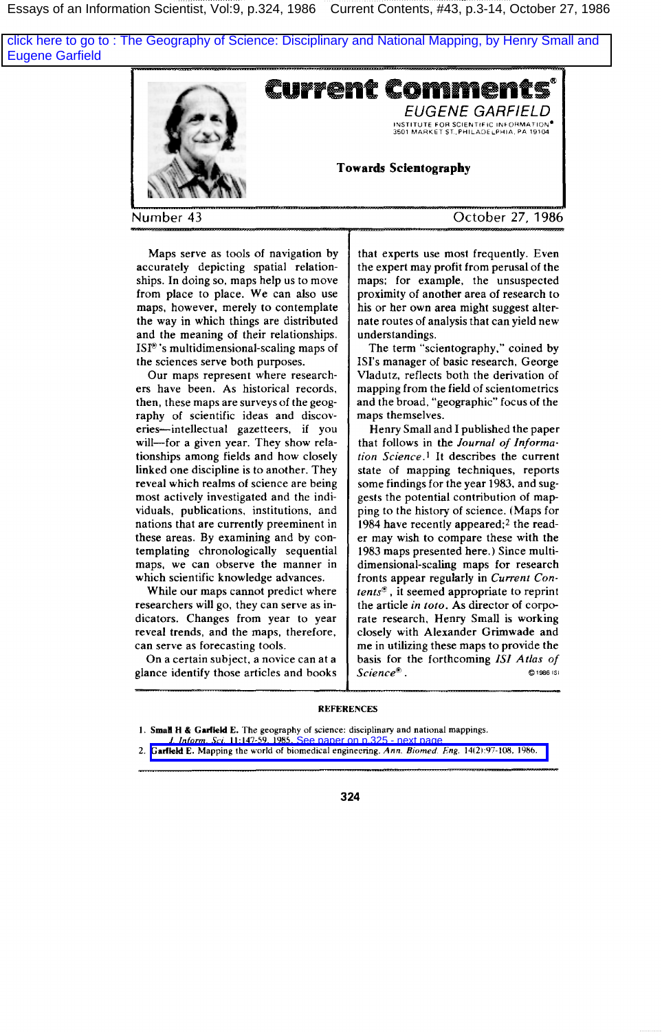Essays of an Information Scientist, Vol:9, p.324, 1986 Current Contents, #43, p.3-14, October 27, 1986

click here to go to : The Geography of Science: Disciplinary and National Mapping, by Henry Small and Eugene Garfield

# Current Comments®

EUGENE GARFIELD

INSTITUTE FOR SCIENTIFIC INFORMATION®
3501 MARKET ST., PHILADELPHIA, PA 19104

## Towards Scientography

Number 43 October 27, 1986

Maps serve as tools of navigation by accurately depicting spatial relationships. In doing so, maps help us to move from place to place. We can also use maps, however, merely to contemplate the way in which things are distributed and the meaning of their relationships. ISI®'s multidimensional-scaling maps of the sciences serve both purposes.

Our maps represent where researchers have been. As historical records, then, these maps are surveys of the geography of scientific ideas and discoveries—intellectual gazetteers, if you will—for a given year. They show relationships among fields and how closely linked one discipline is to another. They reveal which realms of science are being most actively investigated and the individuals, publications, institutions, and nations that are currently preeminent in these areas. By examining and by contemplating chronologically sequential maps, we can observe the manner in which scientific knowledge advances.

While our maps cannot predict where researchers will go, they can serve as indicators. Changes from year to year reveal trends, and the maps, therefore, can serve as forecasting tools.

On a certain subject, a novice can at a glance identify those articles and books that experts use most frequently. Even the expert may profit from perusal of the maps; for example, the unsuspected proximity of another area of research to his or her own area might suggest alternate routes of analysis that can yield new understandings.

The term "scientography," coined by ISI's manager of basic research, George Vladutz, reflects both the derivation of mapping from the field of scientometrics and the broad, "geographic" focus of the maps themselves.

Henry Small and I published the paper that follows in the *Journal of Information Science*.[1] It describes the current state of mapping techniques, reports some findings for the year 1983, and suggests the potential contribution of mapping to the history of science. (Maps for 1984 have recently appeared;[2] the reader may wish to compare these with the 1983 maps presented here.) Since multidimensional-scaling maps for research fronts appear regularly in *Current Contents*®, it seemed appropriate to reprint the article *in toto*. As director of corporate research, Henry Small is working closely with Alexander Grimwade and me in utilizing these maps to provide the basis for the forthcoming *ISI Atlas of Science*®.

©1986 ISI

### REFERENCES

1. **Small H & Garfield E.** The geography of science: disciplinary and national mappings. *J. Inform. Sci.* 11:147-59, 1985. See paper on p.325 - next page
2. **Garfield E.** Mapping the world of biomedical engineering. *Ann. Biomed. Eng.* 14(2):97-108, 1986.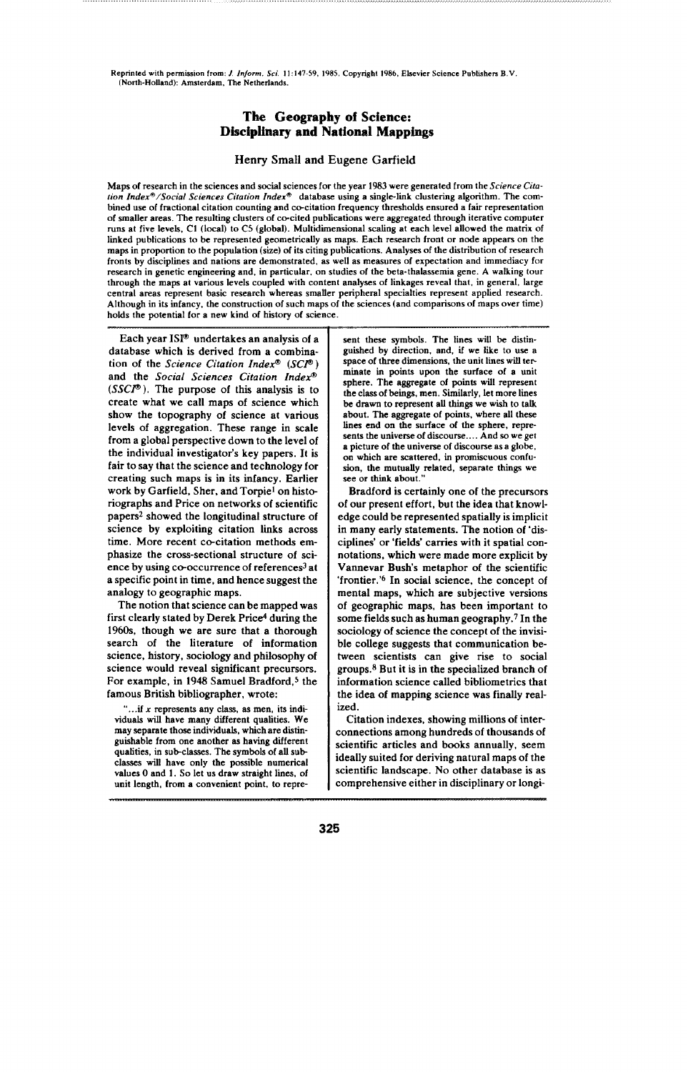Reprinted with permission from: *J. Inform. Sci.* 11:147-59, 1985. Copyright 1986, Elsevier Science Publishers B.V. (North-Holland): Amsterdam, The Netherlands.

# The Geography of Science: Disciplinary and National Mappings

### Henry Small and Eugene Garfield

**Maps of research in the sciences and social sciences for the year 1983 were generated from the *Science Citation Index®/Social Sciences Citation Index®* database using a single-link clustering algorithm. The combined use of fractional citation counting and co-citation frequency thresholds ensured a fair representation of smaller areas. The resulting clusters of co-cited publications were aggregated through iterative computer runs at five levels, C1 (local) to C5 (global). Multidimensional scaling at each level allowed the matrix of linked publications to be represented geometrically as maps. Each research front or node appears on the maps in proportion to the population (size) of its citing publications. Analyses of the distribution of research fronts by disciplines and nations are demonstrated, as well as measures of expectation and immediacy for research in genetic engineering and, in particular, on studies of the beta-thalassemia gene. A walking tour through the maps at various levels coupled with content analyses of linkages reveal that, in general, large central areas represent basic research whereas smaller peripheral specialties represent applied research. Although in its infancy, the construction of such maps of the sciences (and comparisons of maps over time) holds the potential for a new kind of history of science.**

Each year ISI® undertakes an analysis of a database which is derived from a combination of the *Science Citation Index®* (*SCI®*) and the *Social Sciences Citation Index®* (*SSCI®*). The purpose of this analysis is to create what we call maps of science which show the topography of science at various levels of aggregation. These range in scale from a global perspective down to the level of the individual investigator's key papers. It is fair to say that the science and technology for creating such maps is in its infancy. Earlier work by Garfield, Sher, and Torpie[1] on historiographs and Price on networks of scientific papers[2] showed the longitudinal structure of science by exploiting citation links across time. More recent co-citation methods emphasize the cross-sectional structure of science by using co-occurrence of references[3] at a specific point in time, and hence suggest the analogy to geographic maps.

The notion that science can be mapped was first clearly stated by Derek Price[4] during the 1960s, though we are sure that a thorough search of the literature of information science, history, sociology and philosophy of science would reveal significant precursors. For example, in 1948 Samuel Bradford,[5] the famous British bibliographer, wrote:

> "...if *x* represents any class, as men, its individuals will have many different qualities. We may separate those individuals, which are distinguishable from one another as having different qualities, in sub-classes. The symbols of all subclasses will have only the possible numerical values 0 and 1. So let us draw straight lines, of unit length, from a convenient point, to represent these symbols. The lines will be distinguished by direction, and, if we like to use a space of three dimensions, the unit lines will terminate in points upon the surface of a unit sphere. The aggregate of points will represent the class of beings, men. Similarly, let more lines be drawn to represent all things we wish to talk about. The aggregate of points, where all these lines end on the surface of the sphere, represents the universe of discourse.... And so we get a picture of the universe of discourse as a globe, on which are scattered, in promiscuous confusion, the mutually related, separate things we see or think about."

Bradford is certainly one of the precursors of our present effort, but the idea that knowledge could be represented spatially is implicit in many early statements. The notion of 'disciplines' or 'fields' carries with it spatial connotations, which were made more explicit by Vannevar Bush's metaphor of the scientific 'frontier.'[6] In social science, the concept of mental maps, which are subjective versions of geographic maps, has been important to some fields such as human geography.[7] In the sociology of science the concept of the invisible college suggests that communication between scientists can give rise to social groups.[8] But it is in the specialized branch of information science called bibliometrics that the idea of mapping science was finally realized.

Citation indexes, showing millions of interconnections among hundreds of thousands of scientific articles and books annually, seem ideally suited for deriving natural maps of the scientific landscape. No other database is as comprehensive either in disciplinary or longi-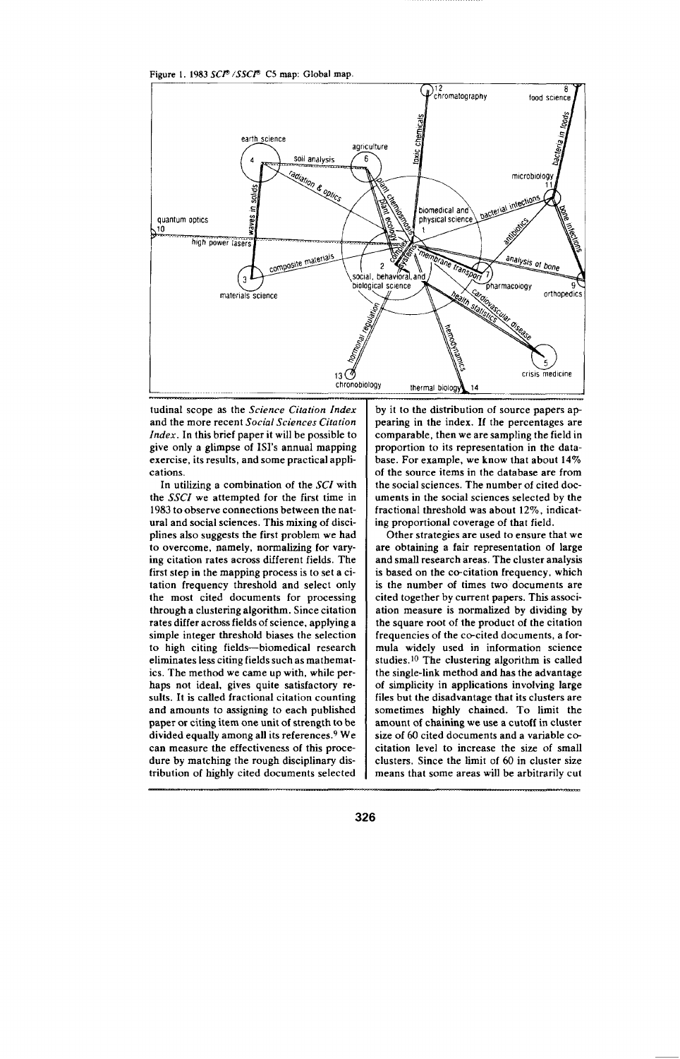Figure 1. 1983 *SCI® /SSCI®* C5 map: Global map.

tudinal scope as the *Science Citation Index* and the more recent *Social Sciences Citation Index*. In this brief paper it will be possible to give only a glimpse of ISI's annual mapping exercise, its results, and some practical applications.

In utilizing a combination of the *SCI* with the *SSCI* we attempted for the first time in 1983 to observe connections between the natural and social sciences. This mixing of disciplines also suggests the first problem we had to overcome, namely, normalizing for varying citation rates across different fields. The first step in the mapping process is to set a citation frequency threshold and select only the most cited documents for processing through a clustering algorithm. Since citation rates differ across fields of science, applying a simple integer threshold biases the selection to high citing fields—biomedical research eliminates less citing fields such as mathematics. The method we came up with, while perhaps not ideal, gives quite satisfactory results. It is called fractional citation counting and amounts to assigning to each published paper or citing item one unit of strength to be divided equally among all its references.[9] We can measure the effectiveness of this procedure by matching the rough disciplinary distribution of highly cited documents selected by it to the distribution of source papers appearing in the index. If the percentages are comparable, then we are sampling the field in proportion to its representation in the database. For example, we know that about 14% of the source items in the database are from the social sciences. The number of cited documents in the social sciences selected by the fractional threshold was about 12%, indicating proportional coverage of that field.

Other strategies are used to ensure that we are obtaining a fair representation of large and small research areas. The cluster analysis is based on the co-citation frequency, which is the number of times two documents are cited together by current papers. This association measure is normalized by dividing by the square root of the product of the citation frequencies of the co-cited documents, a formula widely used in information science studies.[10] The clustering algorithm is called the single-link method and has the advantage of simplicity in applications involving large files but the disadvantage that its clusters are sometimes highly chained. To limit the amount of chaining we use a cutoff in cluster size of 60 cited documents and a variable co-citation level to increase the size of small clusters. Since the limit of 60 in cluster size means that some areas will be arbitrarily cut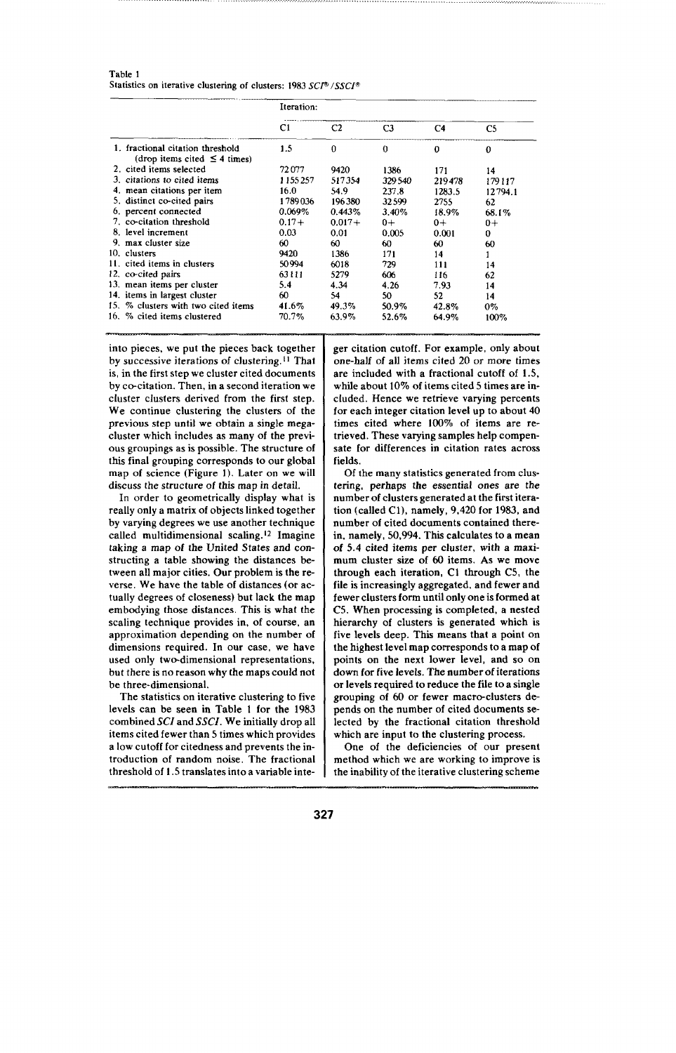Table 1
Statistics on iterative clustering of clusters: 1983 *SCI*® /*SSCI*®

| | Iteration: | | | | |
|---|---|---|---|---|---|
| | C1 | C2 | C3 | C4 | C5 |
| 1. fractional citation threshold (drop items cited ≤ 4 times) | 1.5 | 0 | 0 | 0 | 0 |
| 2. cited items selected | 72077 | 9420 | 1386 | 171 | 14 |
| 3. citations to cited items | 1155257 | 517354 | 329540 | 219478 | 179117 |
| 4. mean citations per item | 16.0 | 54.9 | 237.8 | 1283.5 | 12794.1 |
| 5. distinct co-cited pairs | 1789036 | 196380 | 32599 | 2755 | 62 |
| 6. percent connected | 0.069% | 0.443% | 3.40% | 18.9% | 68.1% |
| 7. co-citation threshold | 0.17+ | 0.017+ | 0+ | 0+ | 0+ |
| 8. level increment | 0.03 | 0.01 | 0.005 | 0.001 | 0 |
| 9. max cluster size | 60 | 60 | 60 | 60 | 60 |
| 10. clusters | 9420 | 1386 | 171 | 14 | 1 |
| 11. cited items in clusters | 50994 | 6018 | 729 | 111 | 14 |
| 12. co-cited pairs | 63111 | 5279 | 606 | 116 | 62 |
| 13. mean items per cluster | 5.4 | 4.34 | 4.26 | 7.93 | 14 |
| 14. items in largest cluster | 60 | 54 | 50 | 52 | 14 |
| 15. % clusters with two cited items | 41.6% | 49.3% | 50.9% | 42.8% | 0% |
| 16. % cited items clustered | 70.7% | 63.9% | 52.6% | 64.9% | 100% |

into pieces, we put the pieces back together by successive iterations of clustering.[11] That is, in the first step we cluster cited documents by co-citation. Then, in a second iteration we cluster clusters derived from the first step. We continue clustering the clusters of the previous step until we obtain a single mega-cluster which includes as many of the previous groupings as is possible. The structure of this final grouping corresponds to our global map of science (Figure 1). Later on we will discuss the structure of this map in detail.

In order to geometrically display what is really only a matrix of objects linked together by varying degrees we use another technique called multidimensional scaling.[12] Imagine taking a map of the United States and constructing a table showing the distances between all major cities. Our problem is the reverse. We have the table of distances (or actually degrees of closeness) but lack the map embodying those distances. This is what the scaling technique provides in, of course, an approximation depending on the number of dimensions required. In our case, we have used only two-dimensional representations, but there is no reason why the maps could not be three-dimensional.

The statistics on iterative clustering to five levels can be seen in Table 1 for the 1983 combined *SCI* and *SSCI*. We initially drop all items cited fewer than 5 times which provides a low cutoff for citedness and prevents the introduction of random noise. The fractional threshold of 1.5 translates into a variable integer citation cutoff. For example, only about one-half of all items cited 20 or more times are included with a fractional cutoff of 1.5, while about 10% of items cited 5 times are included. Hence we retrieve varying percents for each integer citation level up to about 40 times cited where 100% of items are retrieved. These varying samples help compensate for differences in citation rates across fields.

Of the many statistics generated from clustering, perhaps the essential ones are the number of clusters generated at the first iteration (called C1), namely, 9,420 for 1983, and number of cited documents contained therein, namely, 50,994. This calculates to a mean of 5.4 cited items per cluster, with a maximum cluster size of 60 items. As we move through each iteration, C1 through C5, the file is increasingly aggregated, and fewer and fewer clusters form until only one is formed at C5. When processing is completed, a nested hierarchy of clusters is generated which is five levels deep. This means that a point on the highest level map corresponds to a map of points on the next lower level, and so on down for five levels. The number of iterations or levels required to reduce the file to a single grouping of 60 or fewer macro-clusters depends on the number of cited documents selected by the fractional citation threshold which are input to the clustering process.

One of the deficiencies of our present method which we are working to improve is the inability of the iterative clustering scheme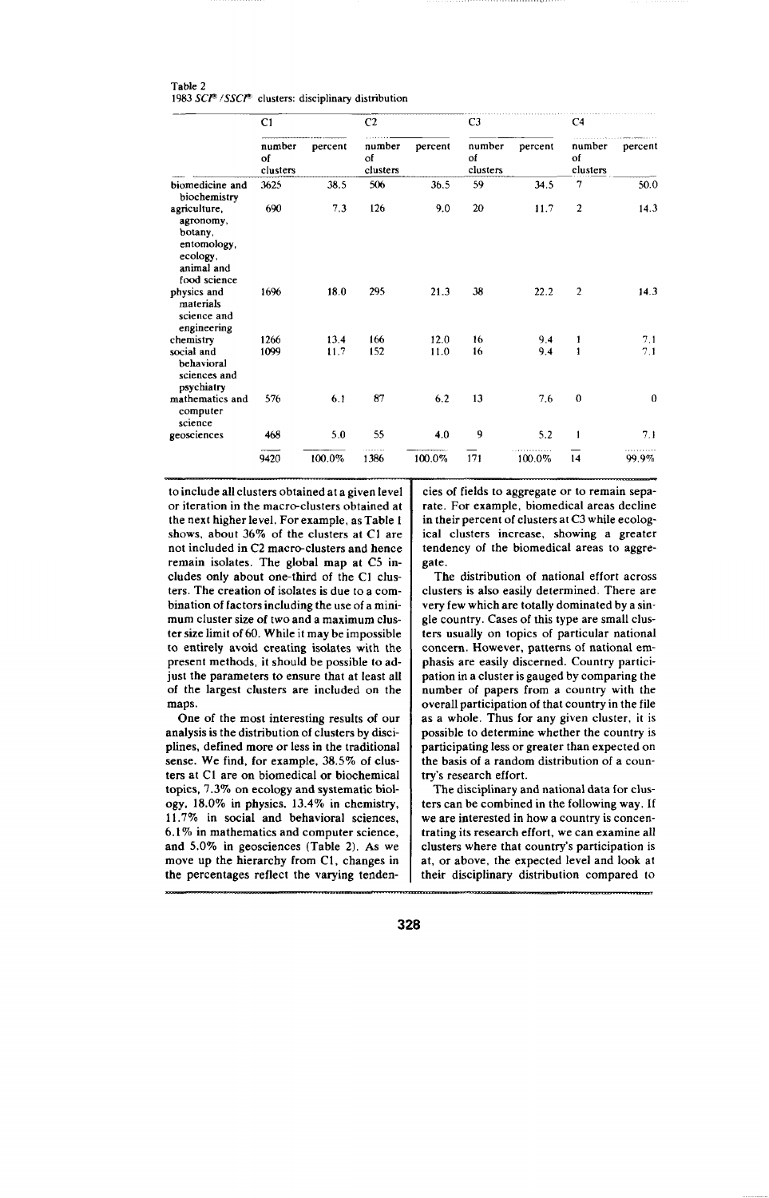Table 2
1983 *SCI®/SSCI®* clusters: disciplinary distribution

| | C1 | | C2 | | C3 | | C4 | |
|---|---|---|---|---|---|---|---|---|
| | number of clusters | percent | number of clusters | percent | number of clusters | percent | number of clusters | percent |
| biomedicine and biochemistry | 3625 | 38.5 | 506 | 36.5 | 59 | 34.5 | 7 | 50.0 |
| agriculture, agronomy, botany, entomology, ecology, animal and food science | 690 | 7.3 | 126 | 9.0 | 20 | 11.7 | 2 | 14.3 |
| physics and materials science and engineering | 1696 | 18.0 | 295 | 21.3 | 38 | 22.2 | 2 | 14.3 |
| chemistry | 1266 | 13.4 | 166 | 12.0 | 16 | 9.4 | 1 | 7.1 |
| social and behavioral sciences and psychiatry | 1099 | 11.7 | 152 | 11.0 | 16 | 9.4 | 1 | 7.1 |
| mathematics and computer science | 576 | 6.1 | 87 | 6.2 | 13 | 7.6 | 0 | 0 |
| geosciences | 468 | 5.0 | 55 | 4.0 | 9 | 5.2 | 1 | 7.1 |
| | 9420 | 100.0% | 1386 | 100.0% | 171 | 100.0% | 14 | 99.9% |

to include all clusters obtained at a given level or iteration in the macro-clusters obtained at the next higher level. For example, as Table 1 shows, about 36% of the clusters at C1 are not included in C2 macro-clusters and hence remain isolates. The global map at C5 includes only about one-third of the C1 clusters. The creation of isolates is due to a combination of factors including the use of a minimum cluster size of two and a maximum cluster size limit of 60. While it may be impossible to entirely avoid creating isolates with the present methods, it should be possible to adjust the parameters to ensure that at least all of the largest clusters are included on the maps.

One of the most interesting results of our analysis is the distribution of clusters by disciplines, defined more or less in the traditional sense. We find, for example, 38.5% of clusters at C1 are on biomedical or biochemical topics, 7.3% on ecology and systematic biology, 18.0% in physics, 13.4% in chemistry, 11.7% in social and behavioral sciences, 6.1% in mathematics and computer science, and 5.0% in geosciences (Table 2). As we move up the hierarchy from C1, changes in the percentages reflect the varying tendencies of fields to aggregate or to remain separate. For example, biomedical areas decline in their percent of clusters at C3 while ecological clusters increase, showing a greater tendency of the biomedical areas to aggregate.

The distribution of national effort across clusters is also easily determined. There are very few which are totally dominated by a single country. Cases of this type are small clusters usually on topics of particular national concern. However, patterns of national emphasis are easily discerned. Country participation in a cluster is gauged by comparing the number of papers from a country with the overall participation of that country in the file as a whole. Thus for any given cluster, it is possible to determine whether the country is participating less or greater than expected on the basis of a random distribution of a country's research effort.

The disciplinary and national data for clusters can be combined in the following way. If we are interested in how a country is concentrating its research effort, we can examine all clusters where that country's participation is at, or above, the expected level and look at their disciplinary distribution compared to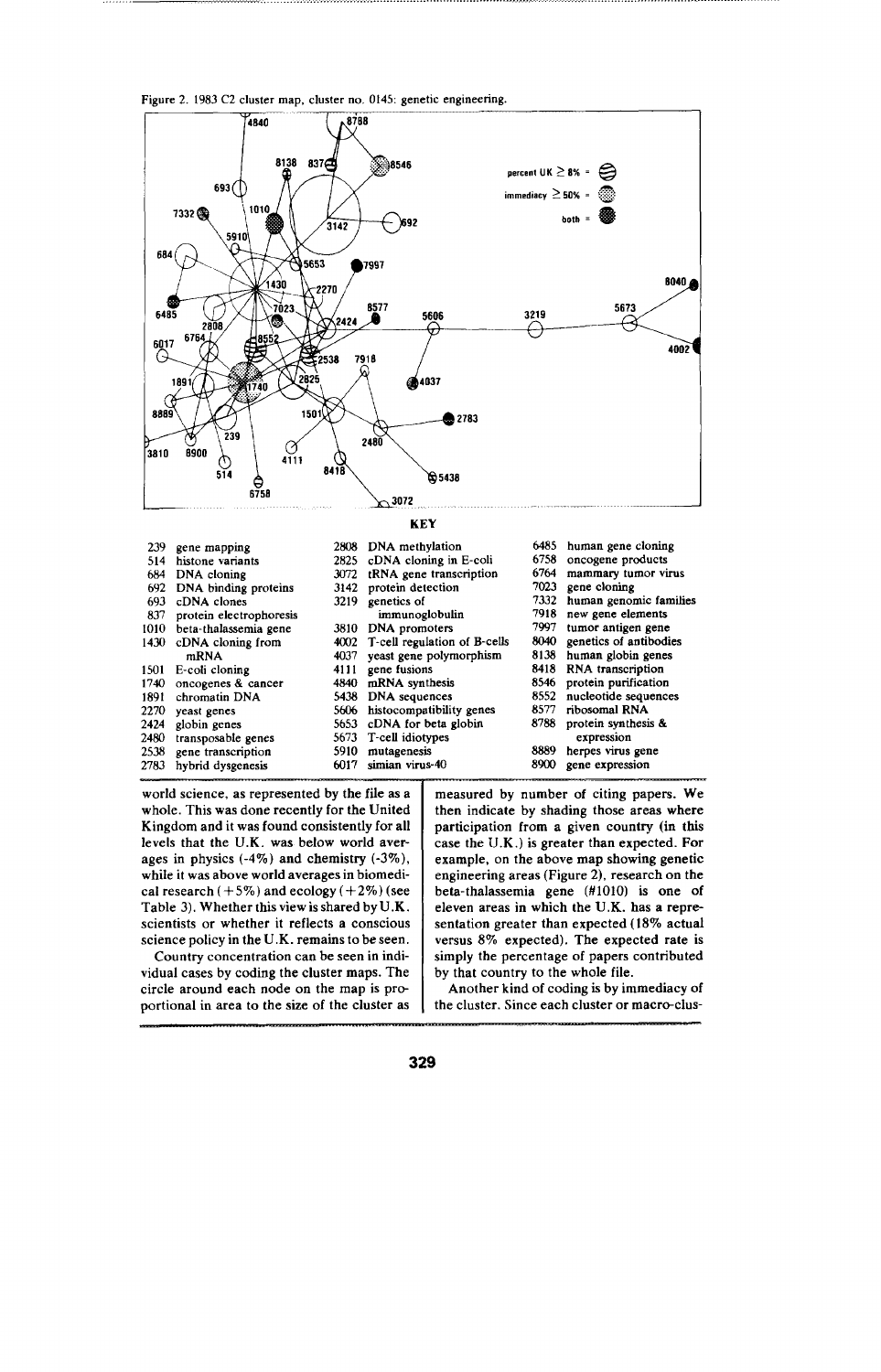Figure 2. 1983 C2 cluster map, cluster no. 0145: genetic engineering.

**KEY**

| | | | | | |
|---|---|---|---|---|---|
| 239 | gene mapping | 2808 | DNA methylation | 6485 | human gene cloning |
| 514 | histone variants | 2825 | cDNA cloning in E-coli | 6758 | oncogene products |
| 684 | DNA cloning | 3072 | tRNA gene transcription | 6764 | mammary tumor virus |
| 692 | DNA binding proteins | 3142 | protein detection | 7023 | gene cloning |
| 693 | cDNA clones | 3219 | genetics of immunoglobulin | 7332 | human genomic families |
| 837 | protein electrophoresis | 3810 | DNA promoters | 7918 | new gene elements |
| 1010 | beta-thalassemia gene | 4002 | T-cell regulation of B-cells | 7997 | tumor antigen gene |
| 1430 | cDNA cloning from mRNA | 4037 | yeast gene polymorphism | 8040 | genetics of antibodies |
| 1501 | E-coli cloning | 4111 | gene fusions | 8138 | human globin genes |
| 1740 | oncogenes & cancer | 4840 | mRNA synthesis | 8418 | RNA transcription |
| 1891 | chromatin DNA | 5438 | DNA sequences | 8546 | protein purification |
| 2270 | yeast genes | 5606 | histocompatibility genes | 8552 | nucleotide sequences |
| 2424 | globin genes | 5653 | cDNA for beta globin | 8577 | ribosomal RNA |
| 2480 | transposable genes | 5673 | T-cell idiotypes | 8788 | protein synthesis & expression |
| 2538 | gene transcription | 5910 | mutagenesis | 8889 | herpes virus gene |
| 2783 | hybrid dysgenesis | 6017 | simian virus-40 | 8900 | gene expression |

world science, as represented by the file as a whole. This was done recently for the United Kingdom and it was found consistently for all levels that the U.K. was below world averages in physics (-4%) and chemistry (-3%), while it was above world averages in biomedical research (+5%) and ecology (+2%) (see Table 3). Whether this view is shared by U.K. scientists or whether it reflects a conscious science policy in the U.K. remains to be seen.

Country concentration can be seen in individual cases by coding the cluster maps. The circle around each node on the map is proportional in area to the size of the cluster as measured by number of citing papers. We then indicate by shading those areas where participation from a given country (in this case the U.K.) is greater than expected. For example, on the above map showing genetic engineering areas (Figure 2), research on the beta-thalassemia gene (#1010) is one of eleven areas in which the U.K. has a representation greater than expected (18% actual versus 8% expected). The expected rate is simply the percentage of papers contributed by that country to the whole file.

Another kind of coding is by immediacy of the cluster. Since each cluster or macro-clus-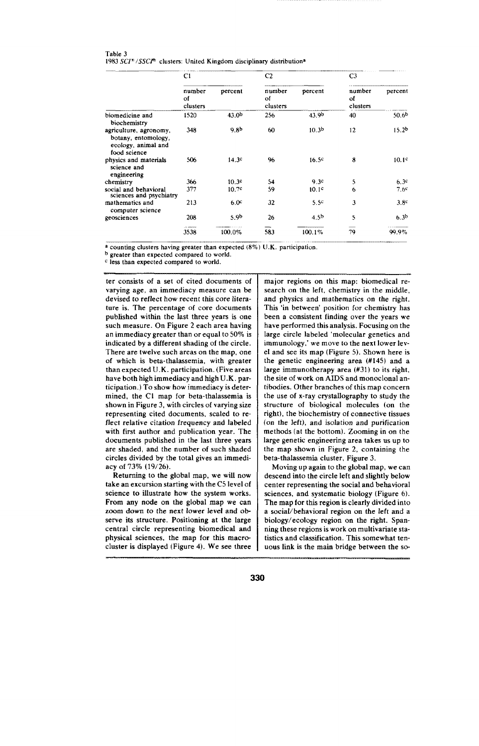Table 3
1983 *SCI*® /*SSCI*® clusters: United Kingdom disciplinary distribution[a]

| | C1 | | C2 | | C3 | |
|---|---|---|---|---|---|---|
| | number of clusters | percent | number of clusters | percent | number of clusters | percent |
| biomedicine and biochemistry | 1520 | 43.0[b] | 256 | 43.9[b] | 40 | 50.6[b] |
| agriculture, agronomy, botany, entomology, ecology, animal and food science | 348 | 9.8[b] | 60 | 10.3[b] | 12 | 15.2[b] |
| physics and materials science and engineering | 506 | 14.3[c] | 96 | 16.5[c] | 8 | 10.1[c] |
| chemistry | 366 | 10.3[c] | 54 | 9.3[c] | 5 | 6.3[c] |
| social and behavioral sciences and psychiatry | 377 | 10.7[c] | 59 | 10.1[c] | 6 | 7.6[c] |
| mathematics and computer science | 213 | 6.0[c] | 32 | 5.5[c] | 3 | 3.8[c] |
| geosciences | 208 | 5.9[b] | 26 | 4.5[b] | 5 | 6.3[b] |
| | 3538 | 100.0% | 583 | 100.1% | 79 | 99.9% |

[a] counting clusters having greater than expected (8%) U.K. participation.
[b] greater than expected compared to world.
[c] less than expected compared to world.

ter consists of a set of cited documents of varying age, an immediacy measure can be devised to reflect how recent this core literature is. The percentage of core documents published within the last three years is one such measure. On Figure 2 each area having an immediacy greater than or equal to 50% is indicated by a different shading of the circle. There are twelve such areas on the map, one of which is beta-thalassemia, with greater than expected U.K. participation. (Five areas have both high immediacy and high U.K. participation.) To show how immediacy is determined, the C1 map for beta-thalassemia is shown in Figure 3, with circles of varying size representing cited documents, scaled to reflect relative citation frequency and labeled with first author and publication year. The documents published in the last three years are shaded, and the number of such shaded circles divided by the total gives an immediacy of 73% (19/26).

Returning to the global map, we will now take an excursion starting with the C5 level of science to illustrate how the system works. From any node on the global map we can zoom down to the next lower level and observe its structure. Positioning at the large central circle representing biomedical and physical sciences, the map for this macrocluster is displayed (Figure 4). We see three major regions on this map: biomedical research on the left, chemistry in the middle, and physics and mathematics on the right. This 'in between' position for chemistry has been a consistent finding over the years we have performed this analysis. Focusing on the large circle labeled 'molecular genetics and immunology,' we move to the next lower level and see its map (Figure 5). Shown here is the genetic engineering area (#145) and a large immunotherapy area (#31) to its right, the site of work on AIDS and monoclonal antibodies. Other branches of this map concern the use of x-ray crystallography to study the structure of biological molecules (on the right), the biochemistry of connective tissues (on the left), and isolation and purification methods (at the bottom). Zooming in on the large genetic engineering area takes us up to the map shown in Figure 2, containing the beta-thalassemia cluster, Figure 3.

Moving up again to the global map, we can descend into the circle left and slightly below center representing the social and behavioral sciences, and systematic biology (Figure 6). The map for this region is clearly divided into a social/behavioral region on the left and a biology/ecology region on the right. Spanning these regions is work on multivariate statistics and classification. This somewhat tenuous link is the main bridge between the so-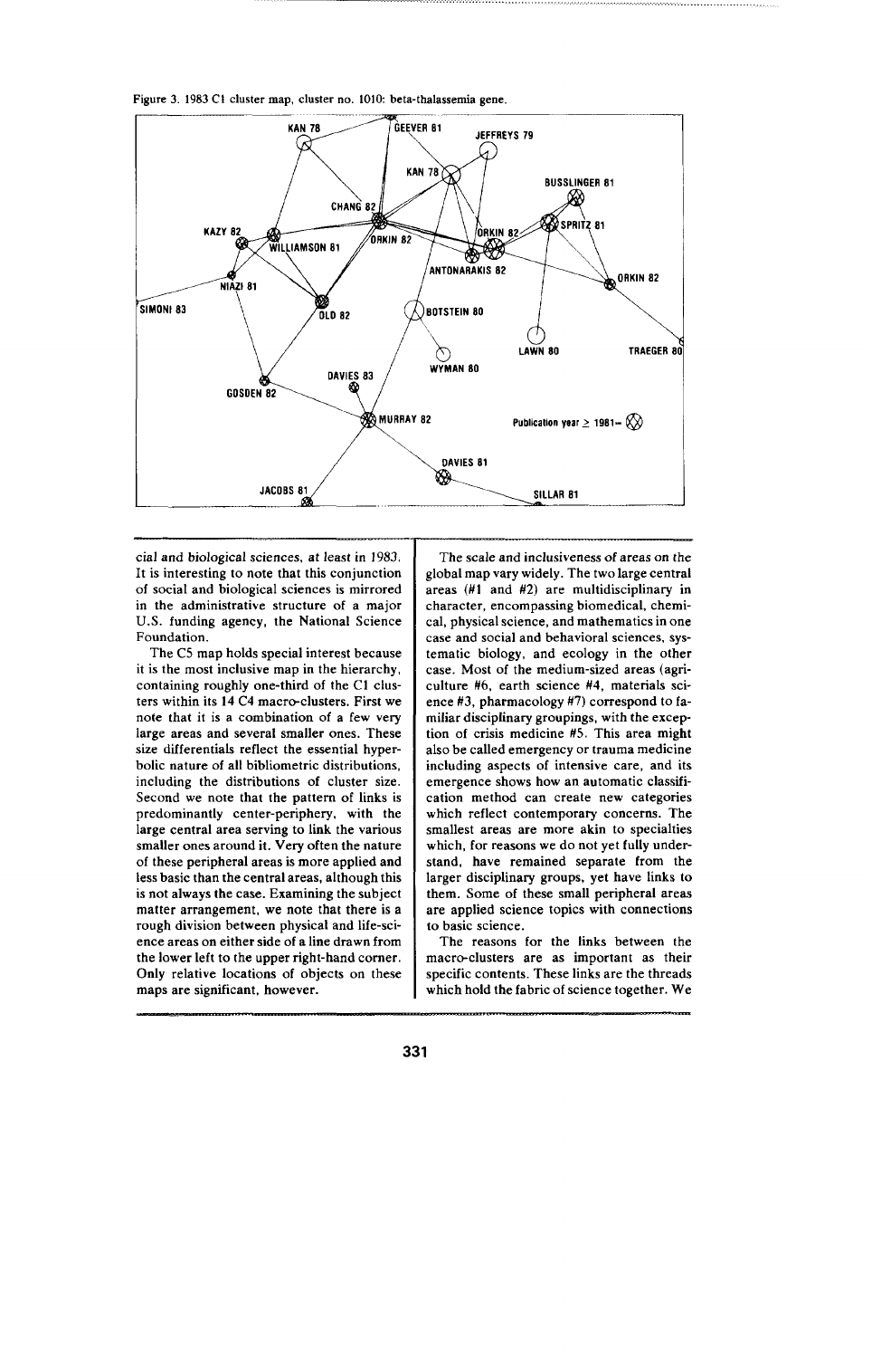Figure 3. 1983 C1 cluster map, cluster no. 1010: beta-thalassemia gene.

cial and biological sciences, at least in 1983. It is interesting to note that this conjunction of social and biological sciences is mirrored in the administrative structure of a major U.S. funding agency, the National Science Foundation.

The C5 map holds special interest because it is the most inclusive map in the hierarchy, containing roughly one-third of the C1 clusters within its 14 C4 macro-clusters. First we note that it is a combination of a few very large areas and several smaller ones. These size differentials reflect the essential hyperbolic nature of all bibliometric distributions, including the distributions of cluster size. Second we note that the pattern of links is predominantly center-periphery, with the large central area serving to link the various smaller ones around it. Very often the nature of these peripheral areas is more applied and less basic than the central areas, although this is not always the case. Examining the subject matter arrangement, we note that there is a rough division between physical and life-science areas on either side of a line drawn from the lower left to the upper right-hand corner. Only relative locations of objects on these maps are significant, however.

The scale and inclusiveness of areas on the global map vary widely. The two large central areas (#1 and #2) are multidisciplinary in character, encompassing biomedical, chemical, physical science, and mathematics in one case and social and behavioral sciences, systematic biology, and ecology in the other case. Most of the medium-sized areas (agriculture #6, earth science #4, materials science #3, pharmacology #7) correspond to familiar disciplinary groupings, with the exception of crisis medicine #5. This area might also be called emergency or trauma medicine including aspects of intensive care, and its emergence shows how an automatic classification method can create new categories which reflect contemporary concerns. The smallest areas are more akin to specialties which, for reasons we do not yet fully understand, have remained separate from the larger disciplinary groups, yet have links to them. Some of these small peripheral areas are applied science topics with connections to basic science.

The reasons for the links between the macro-clusters are as important as their specific contents. These links are the threads which hold the fabric of science together. We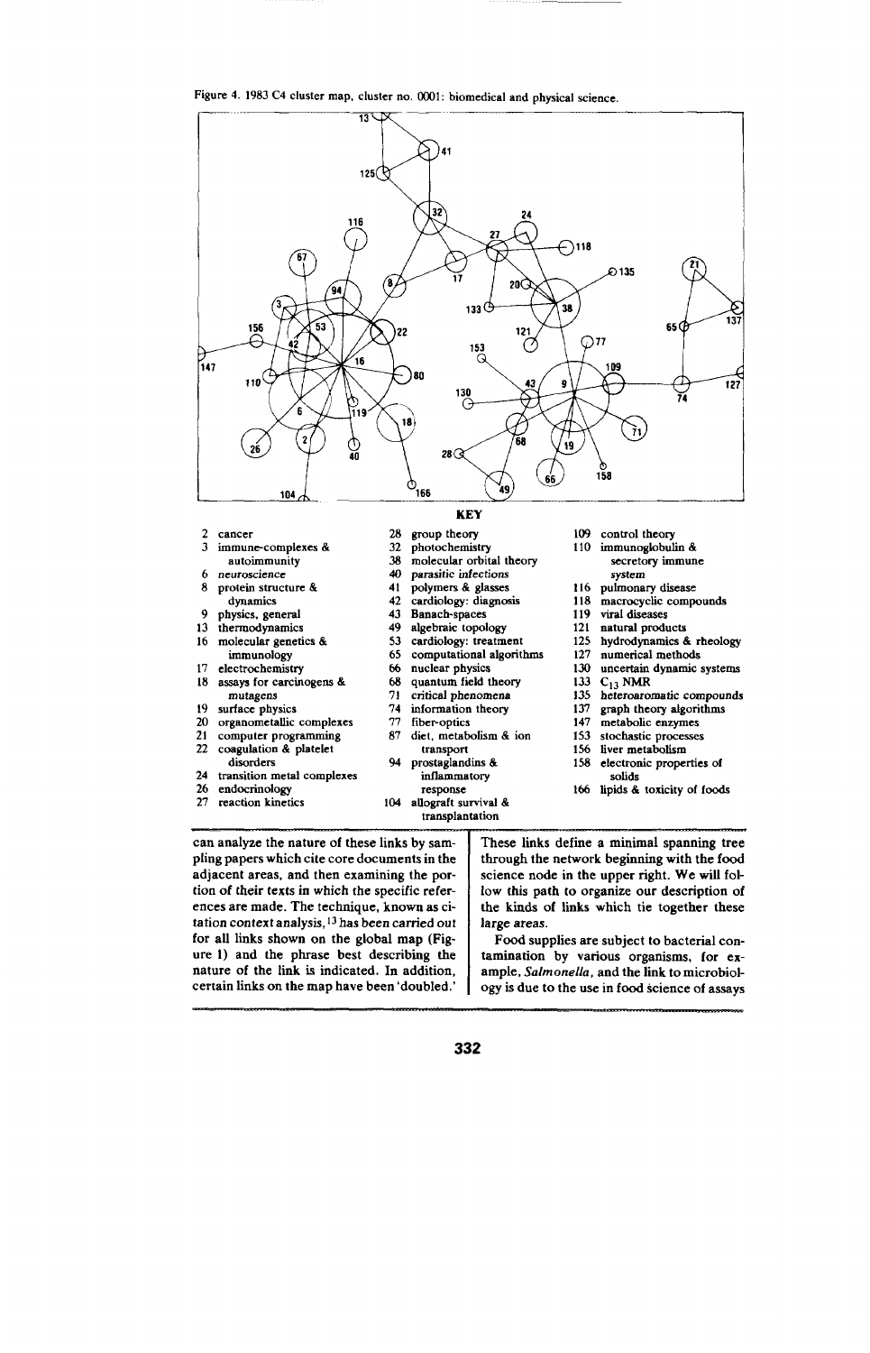Figure 4. 1983 C4 cluster map, cluster no. 0001: biomedical and physical science.

**KEY**

2 cancer
3 immune-complexes & autoimmunity
6 neuroscience
8 protein structure & dynamics
9 physics, general
13 thermodynamics
16 molecular genetics & immunology
17 electrochemistry
18 assays for carcinogens & mutagens
19 surface physics
20 organometallic complexes
21 computer programming
22 coagulation & platelet disorders
24 transition metal complexes
26 endocrinology
27 reaction kinetics
28 group theory
32 photochemistry
38 molecular orbital theory
40 parasitic infections
41 polymers & glasses
42 cardiology: diagnosis
43 Banach-spaces
49 algebraic topology
53 cardiology: treatment
65 computational algorithms
66 nuclear physics
68 quantum field theory
71 critical phenomena
74 information theory
77 fiber-optics
87 diet, metabolism & ion transport
94 prostaglandins & inflammatory response
104 allograft survival & transplantation
109 control theory
110 immunoglobulin & secretory immune system
116 pulmonary disease
118 macrocyclic compounds
119 viral diseases
121 natural products
125 hydrodynamics & rheology
127 numerical methods
130 uncertain dynamic systems
133 $C_{13}$ NMR
135 heteroaromatic compounds
137 graph theory algorithms
147 metabolic enzymes
153 stochastic processes
156 liver metabolism
158 electronic properties of solids
166 lipids & toxicity of foods

can analyze the nature of these links by sampling papers which cite core documents in the adjacent areas, and then examining the portion of their texts in which the specific references are made. The technique, known as citation context analysis,[13] has been carried out for all links shown on the global map (Figure 1) and the phrase best describing the nature of the link is indicated. In addition, certain links on the map have been 'doubled.' These links define a minimal spanning tree through the network beginning with the food science node in the upper right. We will follow this path to organize our description of the kinds of links which tie together these large areas.

Food supplies are subject to bacterial contamination by various organisms, for example, *Salmonella*, and the link to microbiology is due to the use in food science of assays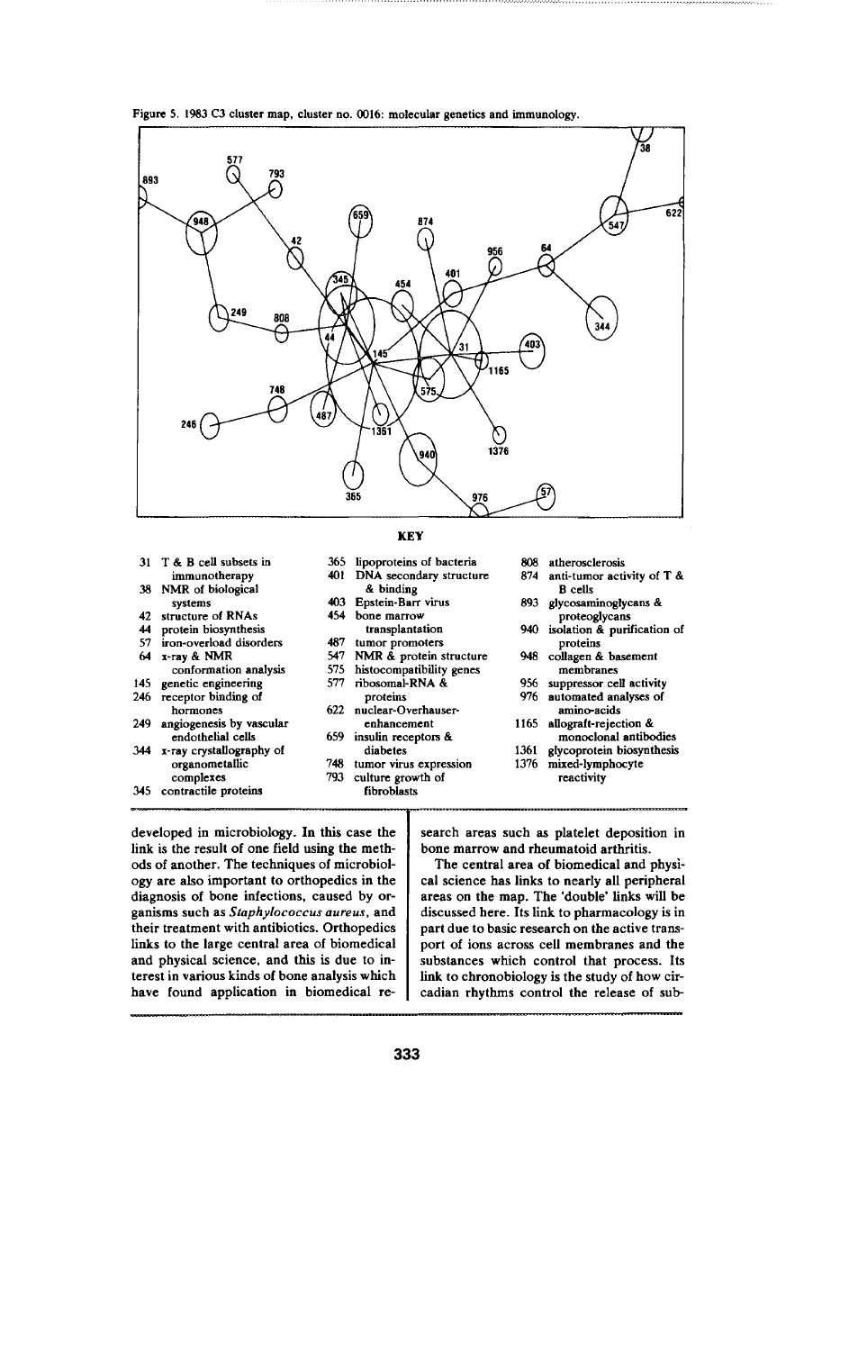Figure 5. 1983 C3 cluster map, cluster no. 0016: molecular genetics and immunology.

**KEY**

| | | | | | |
|---|---|---|---|---|---|
| 31 | T & B cell subsets in immunotherapy | 365 | lipoproteins of bacteria | 808 | atherosclerosis |
| 38 | NMR of biological systems | 401 | DNA secondary structure & binding | 874 | anti-tumor activity of T & B cells |
| 42 | structure of RNAs | 403 | Epstein-Barr virus | 893 | glycosaminoglycans & proteoglycans |
| 44 | protein biosynthesis | 454 | bone marrow transplantation | 940 | isolation & purification of proteins |
| 57 | iron-overload disorders | 487 | tumor promoters | 948 | collagen & basement membranes |
| 64 | x-ray & NMR conformation analysis | 547 | NMR & protein structure | 956 | suppressor cell activity |
| 145 | genetic engineering | 575 | histocompatibility genes | 976 | automated analyses of amino-acids |
| 246 | receptor binding of hormones | 577 | ribosomal-RNA & proteins | 1165 | allograft-rejection & monoclonal antibodies |
| 249 | angiogenesis by vascular endothelial cells | 622 | nuclear-Overhauser-enhancement | 1361 | glycoprotein biosynthesis |
| 344 | x-ray crystallography of organometallic complexes | 659 | insulin receptors & diabetes | 1376 | mixed-lymphocyte reactivity |
| 345 | contractile proteins | 748 | tumor virus expression | | |
| | | 793 | culture growth of fibroblasts | | |

developed in microbiology. In this case the link is the result of one field using the methods of another. The techniques of microbiology are also important to orthopedics in the diagnosis of bone infections, caused by organisms such as *Staphylococcus aureus*, and their treatment with antibiotics. Orthopedics links to the large central area of biomedical and physical science, and this is due to interest in various kinds of bone analysis which have found application in biomedical research areas such as platelet deposition in bone marrow and rheumatoid arthritis.

The central area of biomedical and physical science has links to nearly all peripheral areas on the map. The 'double' links will be discussed here. Its link to pharmacology is in part due to basic research on the active transport of ions across cell membranes and the substances which control that process. Its link to chronobiology is the study of how circadian rhythms control the release of sub-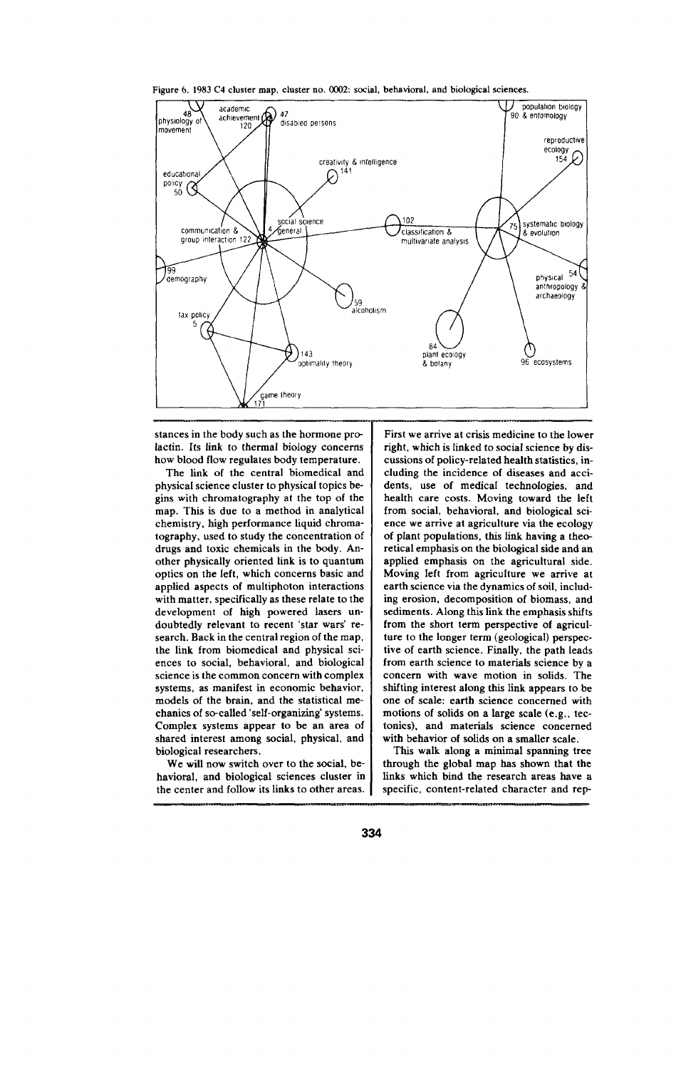Figure 6. 1983 C4 cluster map, cluster no. 0002: social, behavioral, and biological sciences.

stances in the body such as the hormone prolactin. Its link to thermal biology concerns how blood flow regulates body temperature.

The link of the central biomedical and physical science cluster to physical topics begins with chromatography at the top of the map. This is due to a method in analytical chemistry, high performance liquid chromatography, used to study the concentration of drugs and toxic chemicals in the body. Another physically oriented link is to quantum optics on the left, which concerns basic and applied aspects of multiphoton interactions with matter, specifically as these relate to the development of high powered lasers undoubtedly relevant to recent 'star wars' research. Back in the central region of the map, the link from biomedical and physical sciences to social, behavioral, and biological science is the common concern with complex systems, as manifest in economic behavior, models of the brain, and the statistical mechanics of so-called 'self-organizing' systems. Complex systems appear to be an area of shared interest among social, physical, and biological researchers.

We will now switch over to the social, behavioral, and biological sciences cluster in the center and follow its links to other areas. First we arrive at crisis medicine to the lower right, which is linked to social science by discussions of policy-related health statistics, including the incidence of diseases and accidents, use of medical technologies, and health care costs. Moving toward the left from social, behavioral, and biological science we arrive at agriculture via the ecology of plant populations, this link having a theoretical emphasis on the biological side and an applied emphasis on the agricultural side. Moving left from agriculture we arrive at earth science via the dynamics of soil, including erosion, decomposition of biomass, and sediments. Along this link the emphasis shifts from the short term perspective of agriculture to the longer term (geological) perspective of earth science. Finally, the path leads from earth science to materials science by a concern with wave motion in solids. The shifting interest along this link appears to be one of scale: earth science concerned with motions of solids on a large scale (e.g., tectonics), and materials science concerned with behavior of solids on a smaller scale.

This walk along a minimal spanning tree through the global map has shown that the links which bind the research areas have a specific, content-related character and rep-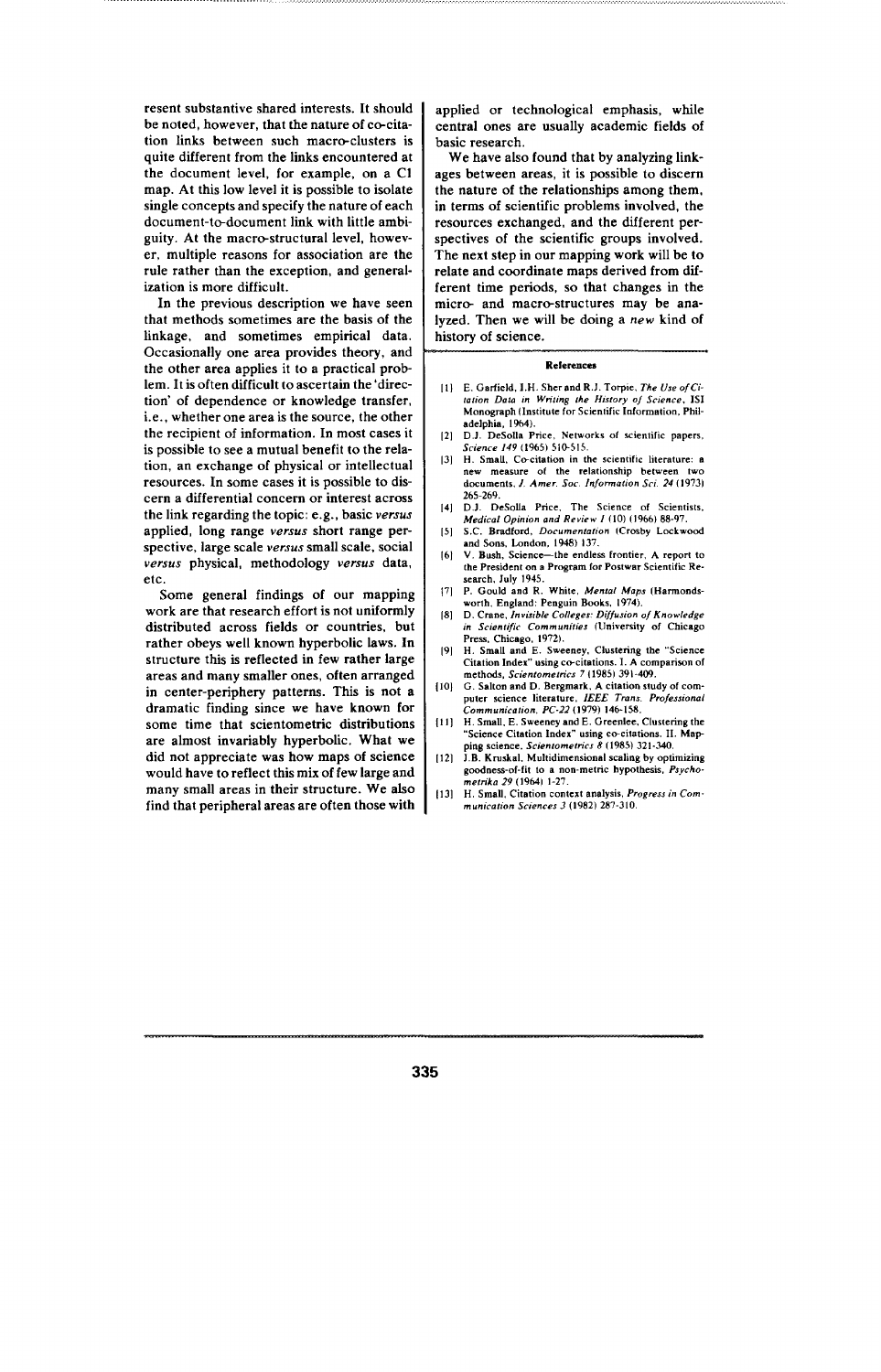resent substantive shared interests. It should be noted, however, that the nature of co-citation links between such macro-clusters is quite different from the links encountered at the document level, for example, on a C1 map. At this low level it is possible to isolate single concepts and specify the nature of each document-to-document link with little ambiguity. At the macro-structural level, however, multiple reasons for association are the rule rather than the exception, and generalization is more difficult.

In the previous description we have seen that methods sometimes are the basis of the linkage, and sometimes empirical data. Occasionally one area provides theory, and the other area applies it to a practical problem. It is often difficult to ascertain the 'direction' of dependence or knowledge transfer, i.e., whether one area is the source, the other the recipient of information. In most cases it is possible to see a mutual benefit to the relation, an exchange of physical or intellectual resources. In some cases it is possible to discern a differential concern or interest across the link regarding the topic: e.g., basic *versus* applied, long range *versus* short range perspective, large scale *versus* small scale, social *versus* physical, methodology *versus* data, etc.

Some general findings of our mapping work are that research effort is not uniformly distributed across fields or countries, but rather obeys well known hyperbolic laws. In structure this is reflected in few rather large areas and many smaller ones, often arranged in center-periphery patterns. This is not a dramatic finding since we have known for some time that scientometric distributions are almost invariably hyperbolic. What we did not appreciate was how maps of science would have to reflect this mix of few large and many small areas in their structure. We also find that peripheral areas are often those with applied or technological emphasis, while central ones are usually academic fields of basic research.

We have also found that by analyzing linkages between areas, it is possible to discern the nature of the relationships among them, in terms of scientific problems involved, the resources exchanged, and the different perspectives of the scientific groups involved. The next step in our mapping work will be to relate and coordinate maps derived from different time periods, so that changes in the micro- and macro-structures may be analyzed. Then we will be doing a *new* kind of history of science.

## References

[1] E. Garfield, I.H. Sher and R.J. Torpie, *The Use of Citation Data in Writing the History of Science*, ISI Monograph (Institute for Scientific Information, Philadelphia, 1964).

[2] D.J. DeSolla Price, Networks of scientific papers, *Science 149* (1965) 510-515.

[3] H. Small, Co-citation in the scientific literature: a new measure of the relationship between two documents, *J. Amer. Soc. Information Sci. 24* (1973) 265-269.

[4] D.J. DeSolla Price, The Science of Scientists, *Medical Opinion and Review 1* (10) (1966) 88-97.

[5] S.C. Bradford, *Documentation* (Crosby Lockwood and Sons, London, 1948) 137.

[6] V. Bush, Science—the endless frontier, A report to the President on a Program for Postwar Scientific Research, July 1945.

[7] P. Gould and R. White, *Mental Maps* (Harmondsworth, England: Penguin Books, 1974).

[8] D. Crane, *Invisible Colleges: Diffusion of Knowledge in Scientific Communities* (University of Chicago Press, Chicago, 1972).

[9] H. Small and E. Sweeney, Clustering the "Science Citation Index" using co-citations. I. A comparison of methods, *Scientometrics 7* (1985) 391-409.

[10] G. Salton and D. Bergmark, A citation study of computer science literature, *IEEE Trans. Professional Communication, PC-22* (1979) 146-158.

[11] H. Small, E. Sweeney and E. Greenlee, Clustering the "Science Citation Index" using co-citations. II. Mapping science, *Scientometrics 8* (1985) 321-340.

[12] J.B. Kruskal, Multidimensional scaling by optimizing goodness-of-fit to a non-metric hypothesis, *Psychometrika 29* (1964) 1-27.

[13] H. Small, Citation context analysis, *Progress in Communication Sciences 3* (1982) 287-310.